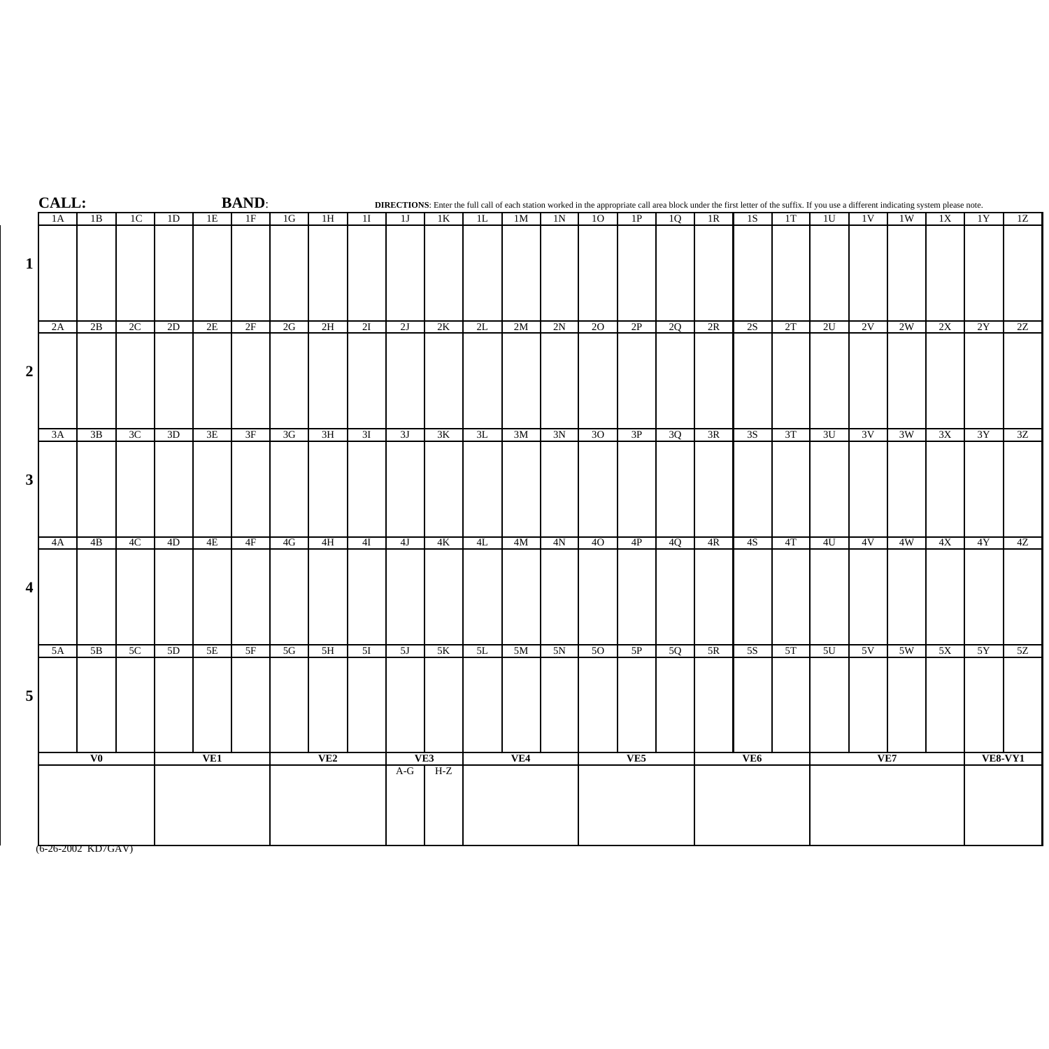**CALL:** **BAND**:

**DIRECTIONS**: Enter the full call of each station worked in the appropriate call area block under the first letter of the suffix. If you use a different indicating system please note.

| | A | B | C | D | E | F | G | H | I | J | K | L | M | N | O | P | Q | R | S | T | U | V | W | X | Y | Z |
|---|---|---|---|---|---|---|---|---|---|---|---|---|---|---|---|---|---|---|---|---|---|---|---|---|---|---|
| | 1A | 1B | 1C | 1D | 1E | 1F | 1G | 1H | 1I | 1J | 1K | 1L | 1M | 1N | 1O | 1P | 1Q | 1R | 1S | 1T | 1U | 1V | 1W | 1X | 1Y | 1Z |
| **1** | | | | | | | | | | | | | | | | | | | | | | | | | | |
| | 2A | 2B | 2C | 2D | 2E | 2F | 2G | 2H | 2I | 2J | 2K | 2L | 2M | 2N | 2O | 2P | 2Q | 2R | 2S | 2T | 2U | 2V | 2W | 2X | 2Y | 2Z |
| **2** | | | | | | | | | | | | | | | | | | | | | | | | | | |
| | 3A | 3B | 3C | 3D | 3E | 3F | 3G | 3H | 3I | 3J | 3K | 3L | 3M | 3N | 3O | 3P | 3Q | 3R | 3S | 3T | 3U | 3V | 3W | 3X | 3Y | 3Z |
| **3** | | | | | | | | | | | | | | | | | | | | | | | | | | |
| | 4A | 4B | 4C | 4D | 4E | 4F | 4G | 4H | 4I | 4J | 4K | 4L | 4M | 4N | 4O | 4P | 4Q | 4R | 4S | 4T | 4U | 4V | 4W | 4X | 4Y | 4Z |
| **4** | | | | | | | | | | | | | | | | | | | | | | | | | | |
| | 5A | 5B | 5C | 5D | 5E | 5F | 5G | 5H | 5I | 5J | 5K | 5L | 5M | 5N | 5O | 5P | 5Q | 5R | 5S | 5T | 5U | 5V | 5W | 5X | 5Y | 5Z |
| **5** | | | | | | | | | | | | | | | | | | | | | | | | | | |

| **V0** | **VE1** | **VE2** | **VE3** | | **VE4** | **VE5** | **VE6** | **VE7** | **VE8-VY1** |
|---|---|---|---|---|---|---|---|---|---|
| | | | A-G | H-Z | | | | | |
| | | | | | | | | | |

(6-26-2002 KD7GAV)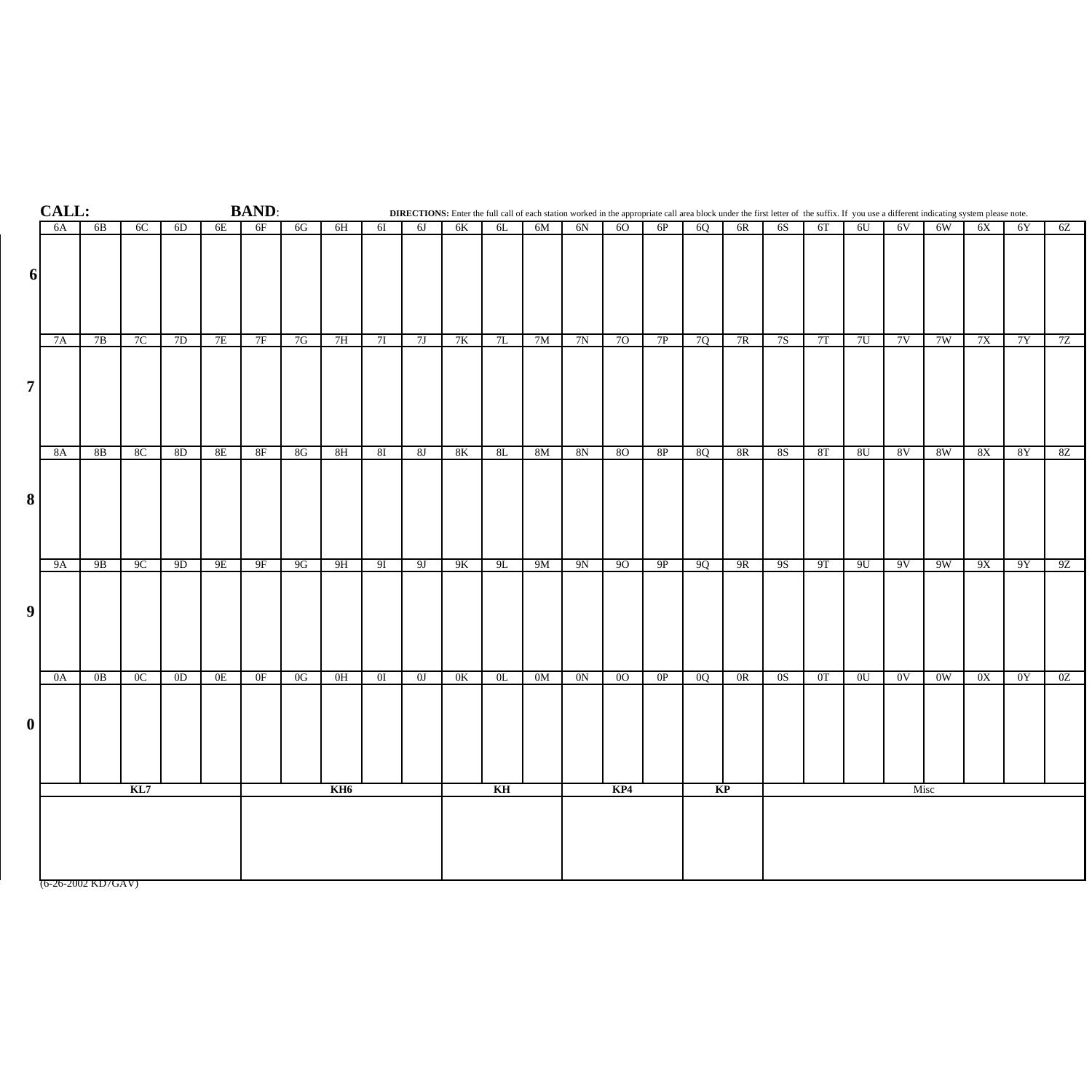**CALL:** **BAND**: **DIRECTIONS:** Enter the full call of each station worked in the appropriate call area block under the first letter of the suffix. If you use a different indicating system please note.

| | | | | | | | | | | | | | | | | | | | | | | | | | | |
|---|---|---|---|---|---|---|---|---|---|---|---|---|---|---|---|---|---|---|---|---|---|---|---|---|---|---|
| | 6A | 6B | 6C | 6D | 6E | 6F | 6G | 6H | 6I | 6J | 6K | 6L | 6M | 6N | 6O | 6P | 6Q | 6R | 6S | 6T | 6U | 6V | 6W | 6X | 6Y | 6Z |
| **6** | | | | | | | | | | | | | | | | | | | | | | | | | | |
| | 7A | 7B | 7C | 7D | 7E | 7F | 7G | 7H | 7I | 7J | 7K | 7L | 7M | 7N | 7O | 7P | 7Q | 7R | 7S | 7T | 7U | 7V | 7W | 7X | 7Y | 7Z |
| **7** | | | | | | | | | | | | | | | | | | | | | | | | | | |
| | 8A | 8B | 8C | 8D | 8E | 8F | 8G | 8H | 8I | 8J | 8K | 8L | 8M | 8N | 8O | 8P | 8Q | 8R | 8S | 8T | 8U | 8V | 8W | 8X | 8Y | 8Z |
| **8** | | | | | | | | | | | | | | | | | | | | | | | | | | |
| | 9A | 9B | 9C | 9D | 9E | 9F | 9G | 9H | 9I | 9J | 9K | 9L | 9M | 9N | 9O | 9P | 9Q | 9R | 9S | 9T | 9U | 9V | 9W | 9X | 9Y | 9Z |
| **9** | | | | | | | | | | | | | | | | | | | | | | | | | | |
| | 0A | 0B | 0C | 0D | 0E | 0F | 0G | 0H | 0I | 0J | 0K | 0L | 0M | 0N | 0O | 0P | 0Q | 0R | 0S | 0T | 0U | 0V | 0W | 0X | 0Y | 0Z |
| **0** | | | | | | | | | | | | | | | | | | | | | | | | | | |

| **KL7** | **KH6** | **KH** | **KP4** | **KP** | Misc |
|---|---|---|---|---|---|
| | | | | | |

(6-26-2002 KD7GAV)